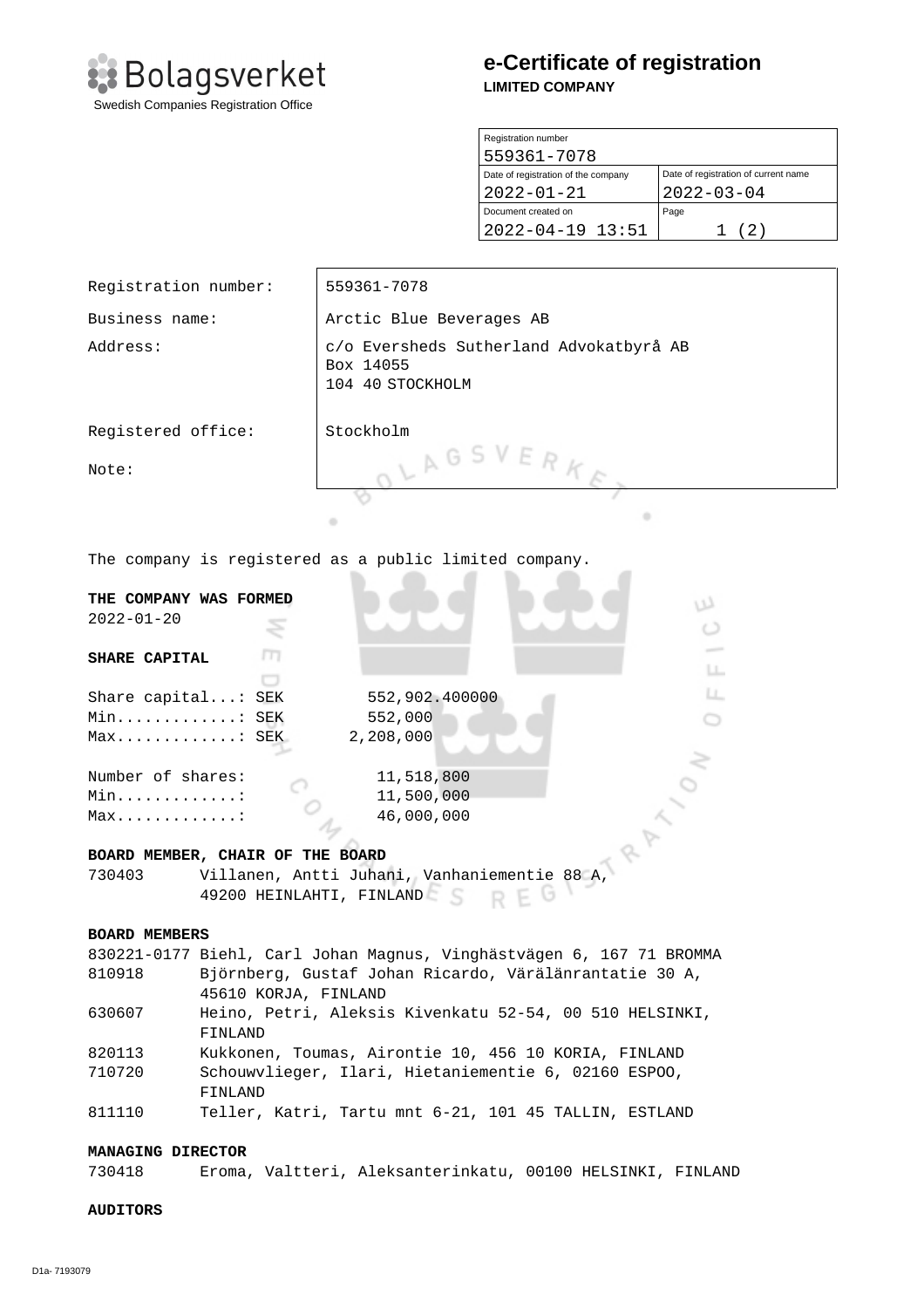![Bolagsverket logo]

Bolagsverket
Swedish Companies Registration Office

# e-Certificate of registration

**LIMITED COMPANY**

| Registration number | |
|---|---|
| 559361-7078 | |
| Date of registration of the company | Date of registration of current name |
| 2022-01-21 | 2022-03-04 |
| Document created on | Page |
| 2022-04-19 13:51 | 1 (2) |

| | |
|---|---|
| Registration number: | 559361-7078 |
| Business name: | Arctic Blue Beverages AB |
| Address: | c/o Eversheds Sutherland Advokatbyrå AB<br>Box 14055<br>104 40 STOCKHOLM |
| Registered office: | Stockholm |
| Note: | |

The company is registered as a public limited company.

**THE COMPANY WAS FORMED**
2022-01-20

**SHARE CAPITAL**

```
Share capital...: SEK        552,902.400000
Min.............: SEK        552,000
Max.............: SEK      2,208,000

Number of shares:            11,518,800
Min.............:            11,500,000
Max.............:            46,000,000
```

**BOARD MEMBER, CHAIR OF THE BOARD**

730403 Villanen, Antti Juhani, Vanhaniementie 88 A, 49200 HEINLAHTI, FINLAND

**BOARD MEMBERS**

830221-0177 Biehl, Carl Johan Magnus, Vinghästvägen 6, 167 71 BROMMA
810918 Björnberg, Gustaf Johan Ricardo, Värälänrantatie 30 A, 45610 KORJA, FINLAND
630607 Heino, Petri, Aleksis Kivenkatu 52-54, 00 510 HELSINKI, FINLAND
820113 Kukkonen, Toumas, Airontie 10, 456 10 KORIA, FINLAND
710720 Schouwvlieger, Ilari, Hietaniementie 6, 02160 ESPOO, FINLAND
811110 Teller, Katri, Tartu mnt 6-21, 101 45 TALLIN, ESTLAND

**MANAGING DIRECTOR**

730418 Eroma, Valtteri, Aleksanterinkatu, 00100 HELSINKI, FINLAND

**AUDITORS**

D1a- 7193079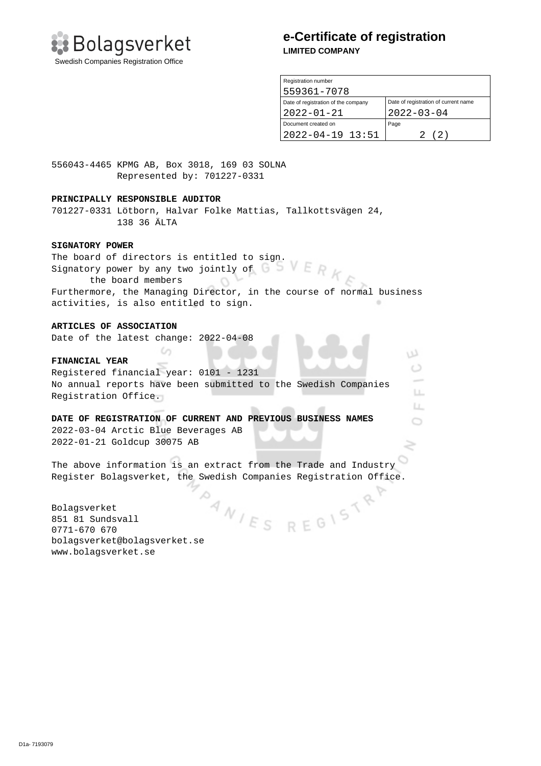# e-Certificate of registration

**LIMITED COMPANY**

| Registration number | |
|---|---|
| 559361-7078 | |
| Date of registration of the company | Date of registration of current name |
| 2022-01-21 | 2022-03-04 |
| Document created on | Page |
| 2022-04-19 13:51 | 2 (2) |

556043-4465 KPMG AB, Box 3018, 169 03 SOLNA
Represented by: 701227-0331

**PRINCIPALLY RESPONSIBLE AUDITOR**

701227-0331 Lötborn, Halvar Folke Mattias, Tallkottsvägen 24, 138 36 ÄLTA

**SIGNATORY POWER**

The board of directors is entitled to sign.
Signatory power by any two jointly of
the board members
Furthermore, the Managing Director, in the course of normal business activities, is also entitled to sign.

**ARTICLES OF ASSOCIATION**

Date of the latest change: 2022-04-08

**FINANCIAL YEAR**

Registered financial year: 0101 - 1231
No annual reports have been submitted to the Swedish Companies Registration Office.

**DATE OF REGISTRATION OF CURRENT AND PREVIOUS BUSINESS NAMES**

2022-03-04 Arctic Blue Beverages AB
2022-01-21 Goldcup 30075 AB

The above information is an extract from the Trade and Industry Register Bolagsverket, the Swedish Companies Registration Office.

Bolagsverket
851 81 Sundsvall
0771-670 670
bolagsverket@bolagsverket.se
www.bolagsverket.se

D1a- 7193079